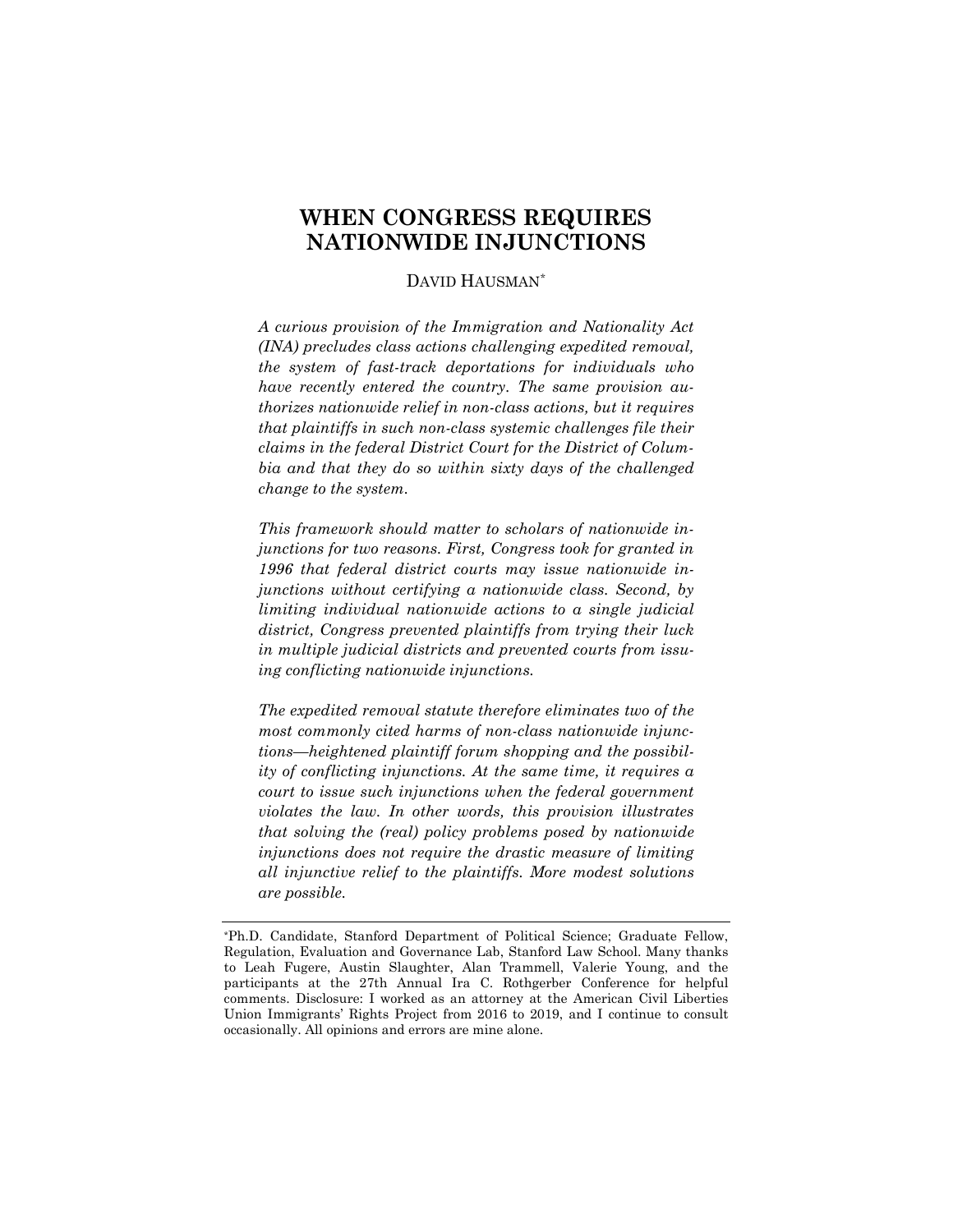# WHEN CONGRESS REQUIRES NATIONWIDE INJUNCTIONS

DAVID HAUSMAN[*]

*A curious provision of the Immigration and Nationality Act (INA) precludes class actions challenging expedited removal, the system of fast-track deportations for individuals who have recently entered the country. The same provision authorizes nationwide relief in non-class actions, but it requires that plaintiffs in such non-class systemic challenges file their claims in the federal District Court for the District of Columbia and that they do so within sixty days of the challenged change to the system.*

*This framework should matter to scholars of nationwide injunctions for two reasons. First, Congress took for granted in 1996 that federal district courts may issue nationwide injunctions without certifying a nationwide class. Second, by limiting individual nationwide actions to a single judicial district, Congress prevented plaintiffs from trying their luck in multiple judicial districts and prevented courts from issuing conflicting nationwide injunctions.*

*The expedited removal statute therefore eliminates two of the most commonly cited harms of non-class nationwide injunctions—heightened plaintiff forum shopping and the possibility of conflicting injunctions. At the same time, it requires a court to issue such injunctions when the federal government violates the law. In other words, this provision illustrates that solving the (real) policy problems posed by nationwide injunctions does not require the drastic measure of limiting all injunctive relief to the plaintiffs. More modest solutions are possible.*

---

[*] Ph.D. Candidate, Stanford Department of Political Science; Graduate Fellow, Regulation, Evaluation and Governance Lab, Stanford Law School. Many thanks to Leah Fugere, Austin Slaughter, Alan Trammell, Valerie Young, and the participants at the 27th Annual Ira C. Rothgerber Conference for helpful comments. Disclosure: I worked as an attorney at the American Civil Liberties Union Immigrants' Rights Project from 2016 to 2019, and I continue to consult occasionally. All opinions and errors are mine alone.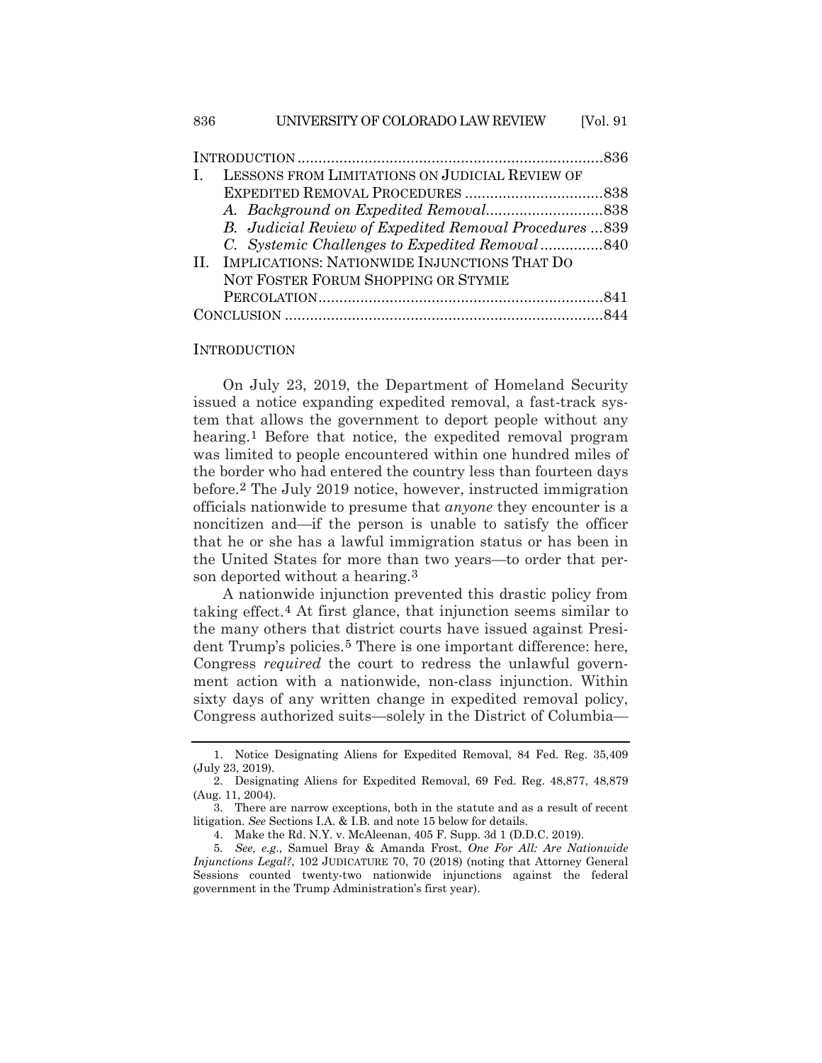| | |
|---|---|
| INTRODUCTION | 836 |
| I. LESSONS FROM LIMITATIONS ON JUDICIAL REVIEW OF EXPEDITED REMOVAL PROCEDURES | 838 |
| *A. Background on Expedited Removal* | 838 |
| *B. Judicial Review of Expedited Removal Procedures* | 839 |
| *C. Systemic Challenges to Expedited Removal* | 840 |
| II. IMPLICATIONS: NATIONWIDE INJUNCTIONS THAT DO NOT FOSTER FORUM SHOPPING OR STYMIE PERCOLATION | 841 |
| CONCLUSION | 844 |

## INTRODUCTION

On July 23, 2019, the Department of Homeland Security issued a notice expanding expedited removal, a fast-track system that allows the government to deport people without any hearing.[1] Before that notice, the expedited removal program was limited to people encountered within one hundred miles of the border who had entered the country less than fourteen days before.[2] The July 2019 notice, however, instructed immigration officials nationwide to presume that *anyone* they encounter is a noncitizen and—if the person is unable to satisfy the officer that he or she has a lawful immigration status or has been in the United States for more than two years—to order that person deported without a hearing.[3]

A nationwide injunction prevented this drastic policy from taking effect.[4] At first glance, that injunction seems similar to the many others that district courts have issued against President Trump's policies.[5] There is one important difference: here, Congress *required* the court to redress the unlawful government action with a nationwide, non-class injunction. Within sixty days of any written change in expedited removal policy, Congress authorized suits—solely in the District of Columbia—

1. Notice Designating Aliens for Expedited Removal, 84 Fed. Reg. 35,409 (July 23, 2019).

2. Designating Aliens for Expedited Removal, 69 Fed. Reg. 48,877, 48,879 (Aug. 11, 2004).

3. There are narrow exceptions, both in the statute and as a result of recent litigation. *See* Sections I.A. & I.B. and note 15 below for details.

4. Make the Rd. N.Y. v. McAleenan, 405 F. Supp. 3d 1 (D.D.C. 2019).

5. *See, e.g.*, Samuel Bray & Amanda Frost, *One For All: Are Nationwide Injunctions Legal?*, 102 JUDICATURE 70, 70 (2018) (noting that Attorney General Sessions counted twenty-two nationwide injunctions against the federal government in the Trump Administration's first year).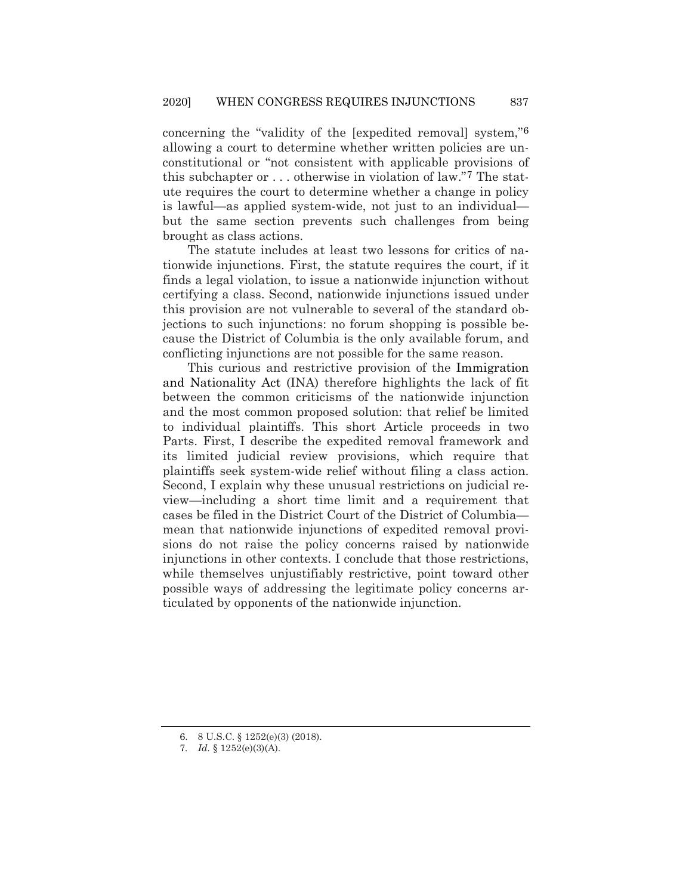concerning the "validity of the [expedited removal] system,"[6] allowing a court to determine whether written policies are unconstitutional or "not consistent with applicable provisions of this subchapter or . . . otherwise in violation of law."[7] The statute requires the court to determine whether a change in policy is lawful—as applied system-wide, not just to an individual—but the same section prevents such challenges from being brought as class actions.

The statute includes at least two lessons for critics of nationwide injunctions. First, the statute requires the court, if it finds a legal violation, to issue a nationwide injunction without certifying a class. Second, nationwide injunctions issued under this provision are not vulnerable to several of the standard objections to such injunctions: no forum shopping is possible because the District of Columbia is the only available forum, and conflicting injunctions are not possible for the same reason.

This curious and restrictive provision of the Immigration and Nationality Act (INA) therefore highlights the lack of fit between the common criticisms of the nationwide injunction and the most common proposed solution: that relief be limited to individual plaintiffs. This short Article proceeds in two Parts. First, I describe the expedited removal framework and its limited judicial review provisions, which require that plaintiffs seek system-wide relief without filing a class action. Second, I explain why these unusual restrictions on judicial review—including a short time limit and a requirement that cases be filed in the District Court of the District of Columbia—mean that nationwide injunctions of expedited removal provisions do not raise the policy concerns raised by nationwide injunctions in other contexts. I conclude that those restrictions, while themselves unjustifiably restrictive, point toward other possible ways of addressing the legitimate policy concerns articulated by opponents of the nationwide injunction.

---

6. 8 U.S.C. § 1252(e)(3) (2018).

7. *Id*. § 1252(e)(3)(A).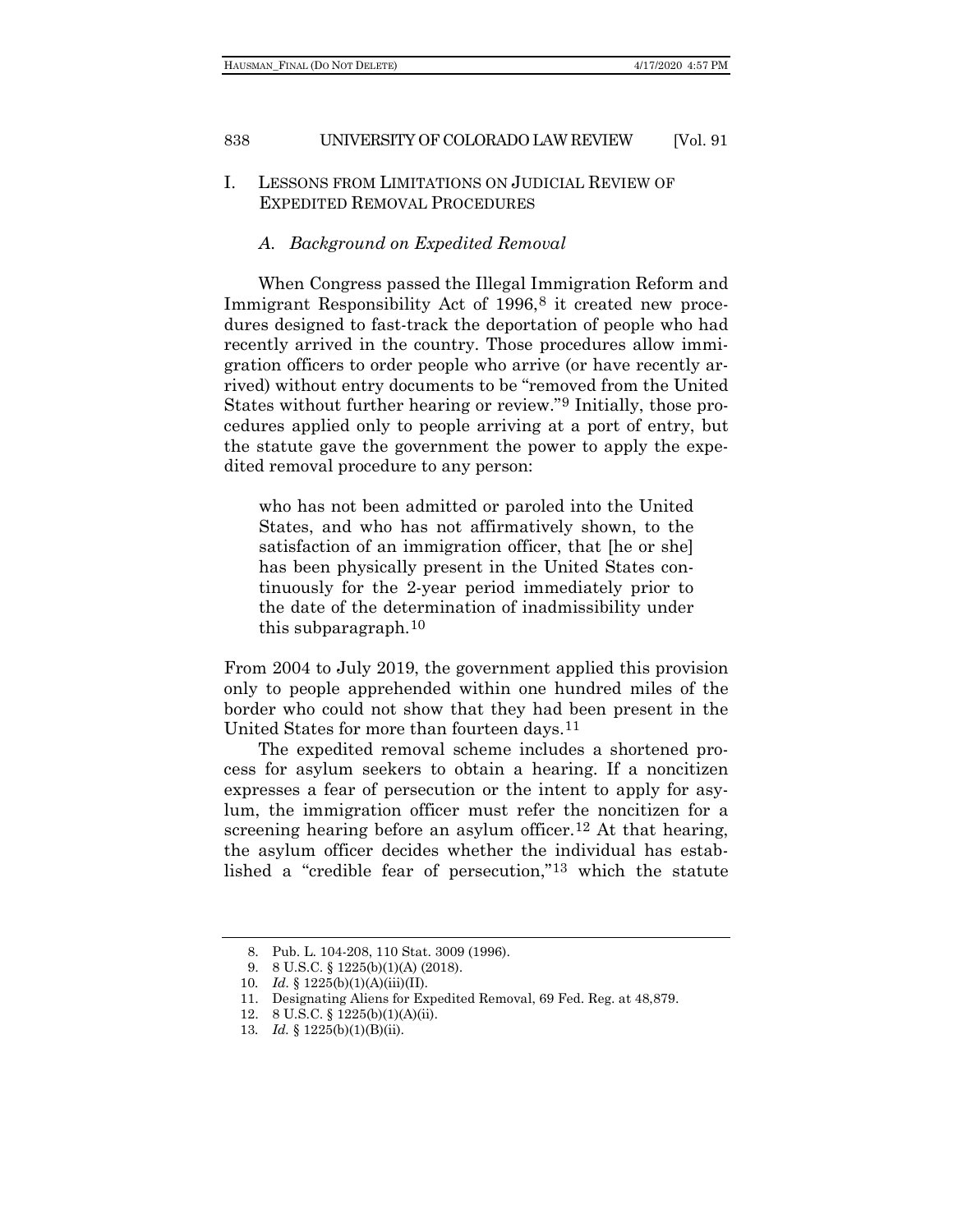## I. LESSONS FROM LIMITATIONS ON JUDICIAL REVIEW OF EXPEDITED REMOVAL PROCEDURES

### *A. Background on Expedited Removal*

When Congress passed the Illegal Immigration Reform and Immigrant Responsibility Act of 1996,[8] it created new procedures designed to fast-track the deportation of people who had recently arrived in the country. Those procedures allow immigration officers to order people who arrive (or have recently arrived) without entry documents to be "removed from the United States without further hearing or review."[9] Initially, those procedures applied only to people arriving at a port of entry, but the statute gave the government the power to apply the expedited removal procedure to any person:

> who has not been admitted or paroled into the United States, and who has not affirmatively shown, to the satisfaction of an immigration officer, that [he or she] has been physically present in the United States continuously for the 2-year period immediately prior to the date of the determination of inadmissibility under this subparagraph.[10]

From 2004 to July 2019, the government applied this provision only to people apprehended within one hundred miles of the border who could not show that they had been present in the United States for more than fourteen days.[11]

The expedited removal scheme includes a shortened process for asylum seekers to obtain a hearing. If a noncitizen expresses a fear of persecution or the intent to apply for asylum, the immigration officer must refer the noncitizen for a screening hearing before an asylum officer.[12] At that hearing, the asylum officer decides whether the individual has established a "credible fear of persecution,"[13] which the statute

---

8. Pub. L. 104-208, 110 Stat. 3009 (1996).
9. 8 U.S.C. § 1225(b)(1)(A) (2018).
10. *Id*. § 1225(b)(1)(A)(iii)(II).
11. Designating Aliens for Expedited Removal, 69 Fed. Reg. at 48,879.
12. 8 U.S.C. § 1225(b)(1)(A)(ii).
13. *Id.* § 1225(b)(1)(B)(ii).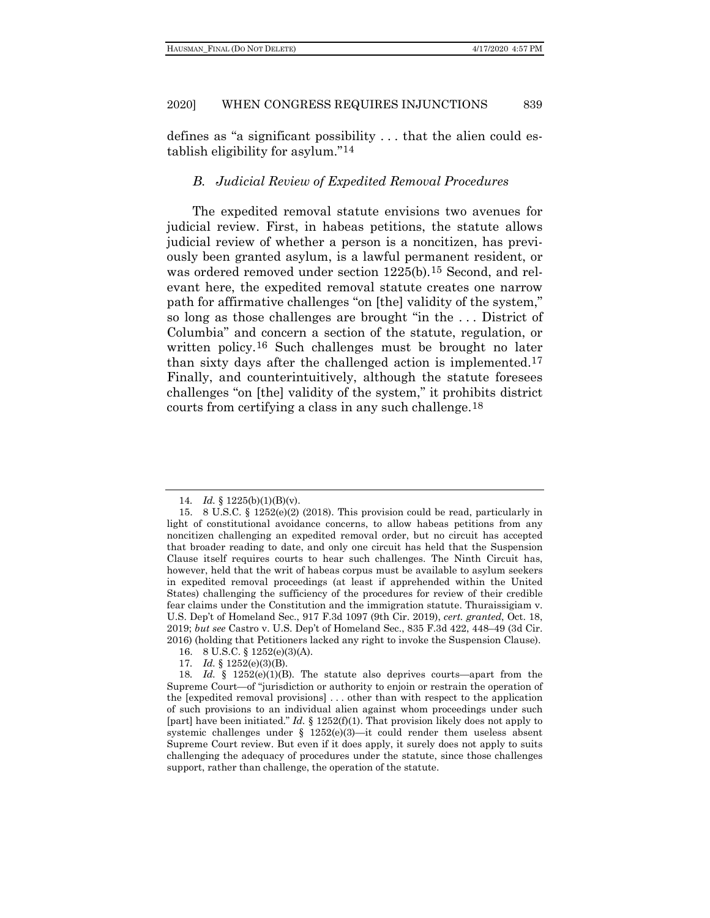defines as "a significant possibility . . . that the alien could establish eligibility for asylum."[14]

### *B. Judicial Review of Expedited Removal Procedures*

The expedited removal statute envisions two avenues for judicial review. First, in habeas petitions, the statute allows judicial review of whether a person is a noncitizen, has previously been granted asylum, is a lawful permanent resident, or was ordered removed under section 1225(b).[15] Second, and relevant here, the expedited removal statute creates one narrow path for affirmative challenges "on [the] validity of the system," so long as those challenges are brought "in the . . . District of Columbia" and concern a section of the statute, regulation, or written policy.[16] Such challenges must be brought no later than sixty days after the challenged action is implemented.[17] Finally, and counterintuitively, although the statute foresees challenges "on [the] validity of the system," it prohibits district courts from certifying a class in any such challenge.[18]

---

14. *Id.* § 1225(b)(1)(B)(v).

15. 8 U.S.C. § 1252(e)(2) (2018). This provision could be read, particularly in light of constitutional avoidance concerns, to allow habeas petitions from any noncitizen challenging an expedited removal order, but no circuit has accepted that broader reading to date, and only one circuit has held that the Suspension Clause itself requires courts to hear such challenges. The Ninth Circuit has, however, held that the writ of habeas corpus must be available to asylum seekers in expedited removal proceedings (at least if apprehended within the United States) challenging the sufficiency of the procedures for review of their credible fear claims under the Constitution and the immigration statute. Thuraissigiam v. U.S. Dep't of Homeland Sec., 917 F.3d 1097 (9th Cir. 2019), *cert. granted*, Oct. 18, 2019; *but see* Castro v. U.S. Dep't of Homeland Sec., 835 F.3d 422, 448–49 (3d Cir. 2016) (holding that Petitioners lacked any right to invoke the Suspension Clause).

16. 8 U.S.C. § 1252(e)(3)(A).

17. *Id.* § 1252(e)(3)(B).

18. *Id.* § 1252(e)(1)(B). The statute also deprives courts—apart from the Supreme Court—of "jurisdiction or authority to enjoin or restrain the operation of the [expedited removal provisions] . . . other than with respect to the application of such provisions to an individual alien against whom proceedings under such [part] have been initiated." *Id.* § 1252(f)(1). That provision likely does not apply to systemic challenges under § 1252(e)(3)—it could render them useless absent Supreme Court review. But even if it does apply, it surely does not apply to suits challenging the adequacy of procedures under the statute, since those challenges support, rather than challenge, the operation of the statute.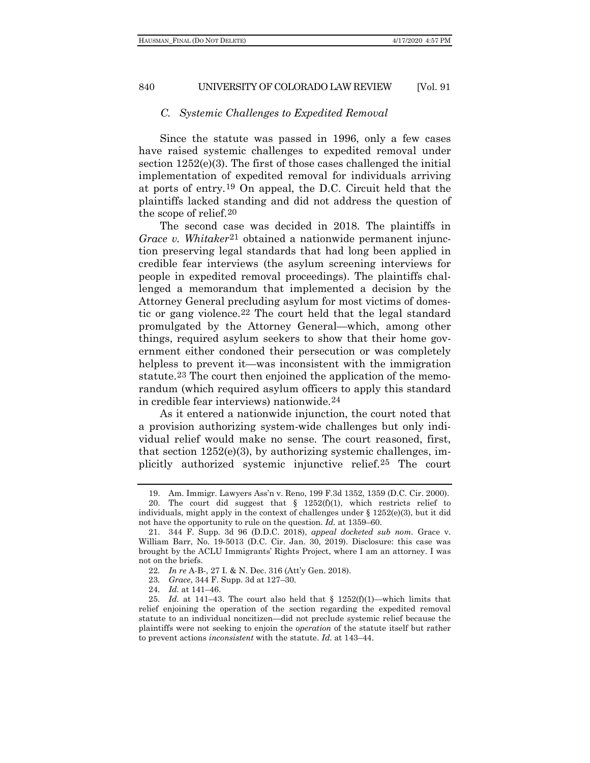### C. *Systemic Challenges to Expedited Removal*

Since the statute was passed in 1996, only a few cases have raised systemic challenges to expedited removal under section 1252(e)(3). The first of those cases challenged the initial implementation of expedited removal for individuals arriving at ports of entry.[19] On appeal, the D.C. Circuit held that the plaintiffs lacked standing and did not address the question of the scope of relief.[20]

The second case was decided in 2018. The plaintiffs in *Grace v. Whitaker*[21] obtained a nationwide permanent injunction preserving legal standards that had long been applied in credible fear interviews (the asylum screening interviews for people in expedited removal proceedings). The plaintiffs challenged a memorandum that implemented a decision by the Attorney General precluding asylum for most victims of domestic or gang violence.[22] The court held that the legal standard promulgated by the Attorney General—which, among other things, required asylum seekers to show that their home government either condoned their persecution or was completely helpless to prevent it—was inconsistent with the immigration statute.[23] The court then enjoined the application of the memorandum (which required asylum officers to apply this standard in credible fear interviews) nationwide.[24]

As it entered a nationwide injunction, the court noted that a provision authorizing system-wide challenges but only individual relief would make no sense. The court reasoned, first, that section 1252(e)(3), by authorizing systemic challenges, implicitly authorized systemic injunctive relief.[25] The court

---

19. Am. Immigr. Lawyers Ass'n v. Reno, 199 F.3d 1352, 1359 (D.C. Cir. 2000).

20. The court did suggest that § 1252(f)(1), which restricts relief to individuals, might apply in the context of challenges under § 1252(e)(3), but it did not have the opportunity to rule on the question. *Id.* at 1359–60.

21. 344 F. Supp. 3d 96 (D.D.C. 2018), *appeal docketed sub nom.* Grace v. William Barr, No. 19-5013 (D.C. Cir. Jan. 30, 2019). Disclosure: this case was brought by the ACLU Immigrants' Rights Project, where I am an attorney. I was not on the briefs.

22. *In re* A-B-, 27 I. & N. Dec. 316 (Att'y Gen. 2018).

23. *Grace*, 344 F. Supp. 3d at 127–30.

24. *Id.* at 141–46.

25. *Id.* at 141–43. The court also held that § 1252(f)(1)—which limits that relief enjoining the operation of the section regarding the expedited removal statute to an individual noncitizen—did not preclude systemic relief because the plaintiffs were not seeking to enjoin the *operation* of the statute itself but rather to prevent actions *inconsistent* with the statute. *Id.* at 143–44.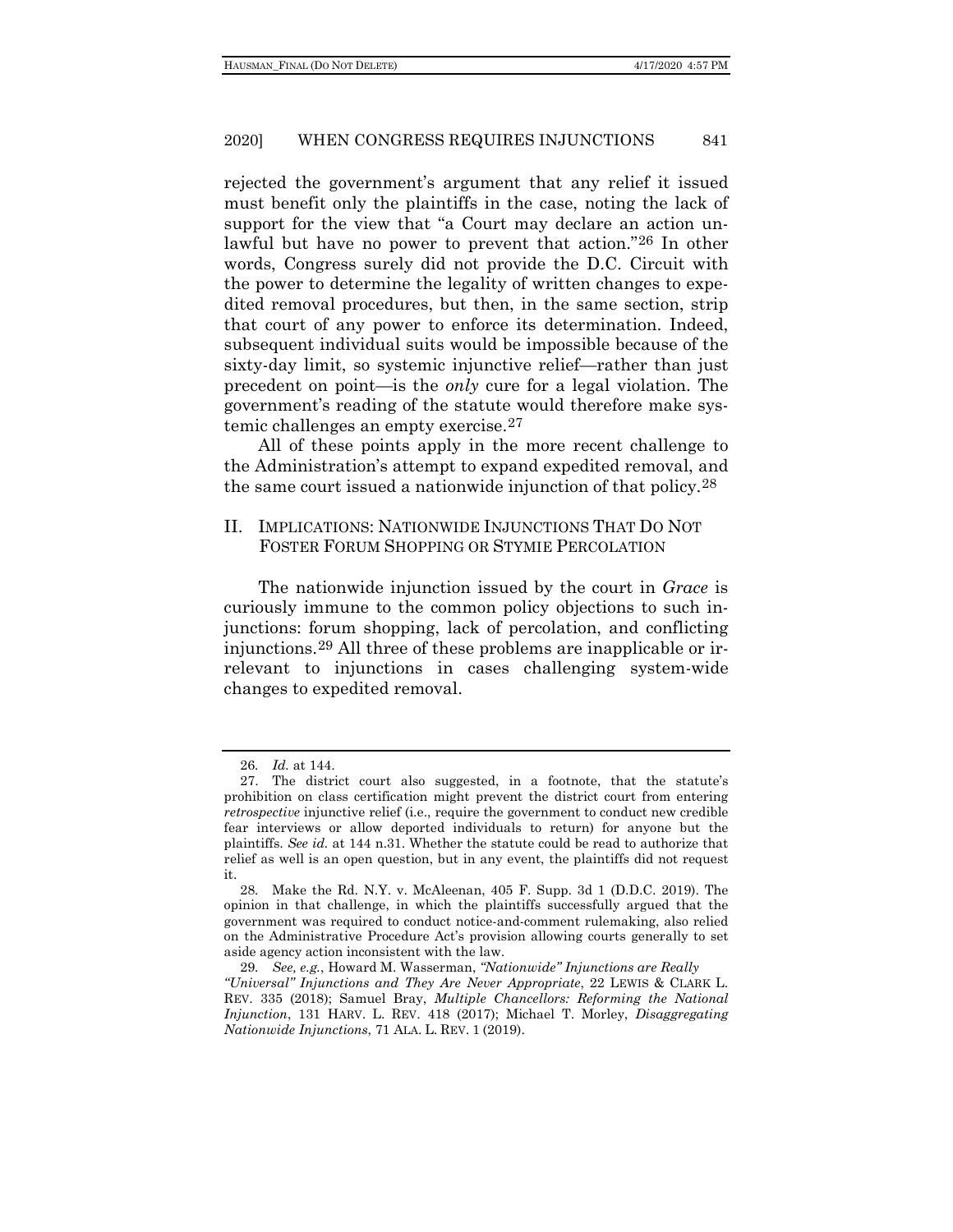rejected the government's argument that any relief it issued must benefit only the plaintiffs in the case, noting the lack of support for the view that "a Court may declare an action unlawful but have no power to prevent that action."[26] In other words, Congress surely did not provide the D.C. Circuit with the power to determine the legality of written changes to expedited removal procedures, but then, in the same section, strip that court of any power to enforce its determination. Indeed, subsequent individual suits would be impossible because of the sixty-day limit, so systemic injunctive relief—rather than just precedent on point—is the *only* cure for a legal violation. The government's reading of the statute would therefore make systemic challenges an empty exercise.[27]

All of these points apply in the more recent challenge to the Administration's attempt to expand expedited removal, and the same court issued a nationwide injunction of that policy.[28]

## II. IMPLICATIONS: NATIONWIDE INJUNCTIONS THAT DO NOT FOSTER FORUM SHOPPING OR STYMIE PERCOLATION

The nationwide injunction issued by the court in *Grace* is curiously immune to the common policy objections to such injunctions: forum shopping, lack of percolation, and conflicting injunctions.[29] All three of these problems are inapplicable or irrelevant to injunctions in cases challenging system-wide changes to expedited removal.

---

26. *Id.* at 144.

27. The district court also suggested, in a footnote, that the statute's prohibition on class certification might prevent the district court from entering *retrospective* injunctive relief (i.e., require the government to conduct new credible fear interviews or allow deported individuals to return) for anyone but the plaintiffs. *See id.* at 144 n.31. Whether the statute could be read to authorize that relief as well is an open question, but in any event, the plaintiffs did not request it.

28. Make the Rd. N.Y. v. McAleenan, 405 F. Supp. 3d 1 (D.D.C. 2019). The opinion in that challenge, in which the plaintiffs successfully argued that the government was required to conduct notice-and-comment rulemaking, also relied on the Administrative Procedure Act's provision allowing courts generally to set aside agency action inconsistent with the law.

29. *See, e.g.*, Howard M. Wasserman, *"Nationwide" Injunctions are Really "Universal" Injunctions and They Are Never Appropriate*, 22 LEWIS & CLARK L. REV. 335 (2018); Samuel Bray, *Multiple Chancellors: Reforming the National Injunction*, 131 HARV. L. REV. 418 (2017); Michael T. Morley, *Disaggregating Nationwide Injunctions*, 71 ALA. L. REV. 1 (2019).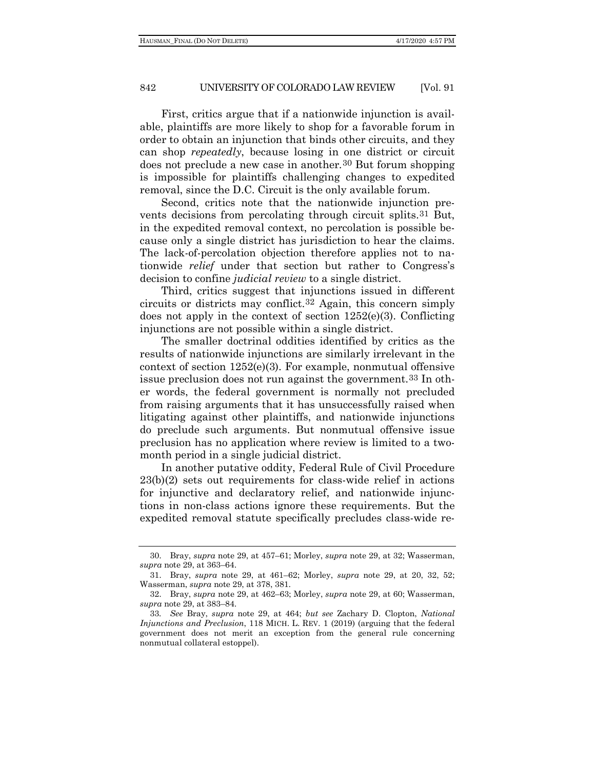First, critics argue that if a nationwide injunction is available, plaintiffs are more likely to shop for a favorable forum in order to obtain an injunction that binds other circuits, and they can shop *repeatedly*, because losing in one district or circuit does not preclude a new case in another.[30] But forum shopping is impossible for plaintiffs challenging changes to expedited removal, since the D.C. Circuit is the only available forum.

Second, critics note that the nationwide injunction prevents decisions from percolating through circuit splits.[31] But, in the expedited removal context, no percolation is possible because only a single district has jurisdiction to hear the claims. The lack-of-percolation objection therefore applies not to nationwide *relief* under that section but rather to Congress's decision to confine *judicial review* to a single district.

Third, critics suggest that injunctions issued in different circuits or districts may conflict.[32] Again, this concern simply does not apply in the context of section 1252(e)(3). Conflicting injunctions are not possible within a single district.

The smaller doctrinal oddities identified by critics as the results of nationwide injunctions are similarly irrelevant in the context of section 1252(e)(3). For example, nonmutual offensive issue preclusion does not run against the government.[33] In other words, the federal government is normally not precluded from raising arguments that it has unsuccessfully raised when litigating against other plaintiffs, and nationwide injunctions do preclude such arguments. But nonmutual offensive issue preclusion has no application where review is limited to a two-month period in a single judicial district.

In another putative oddity, Federal Rule of Civil Procedure 23(b)(2) sets out requirements for class-wide relief in actions for injunctive and declaratory relief, and nationwide injunctions in non-class actions ignore these requirements. But the expedited removal statute specifically precludes class-wide re-

---

30. Bray, *supra* note 29, at 457–61; Morley, *supra* note 29, at 32; Wasserman, *supra* note 29, at 363–64.

31. Bray, *supra* note 29, at 461–62; Morley, *supra* note 29, at 20, 32, 52; Wasserman, *supra* note 29, at 378, 381.

32. Bray, *supra* note 29, at 462–63; Morley, *supra* note 29, at 60; Wasserman, *supra* note 29, at 383–84.

33. *See* Bray, *supra* note 29, at 464; *but see* Zachary D. Clopton, *National Injunctions and Preclusion*, 118 MICH. L. REV. 1 (2019) (arguing that the federal government does not merit an exception from the general rule concerning nonmutual collateral estoppel).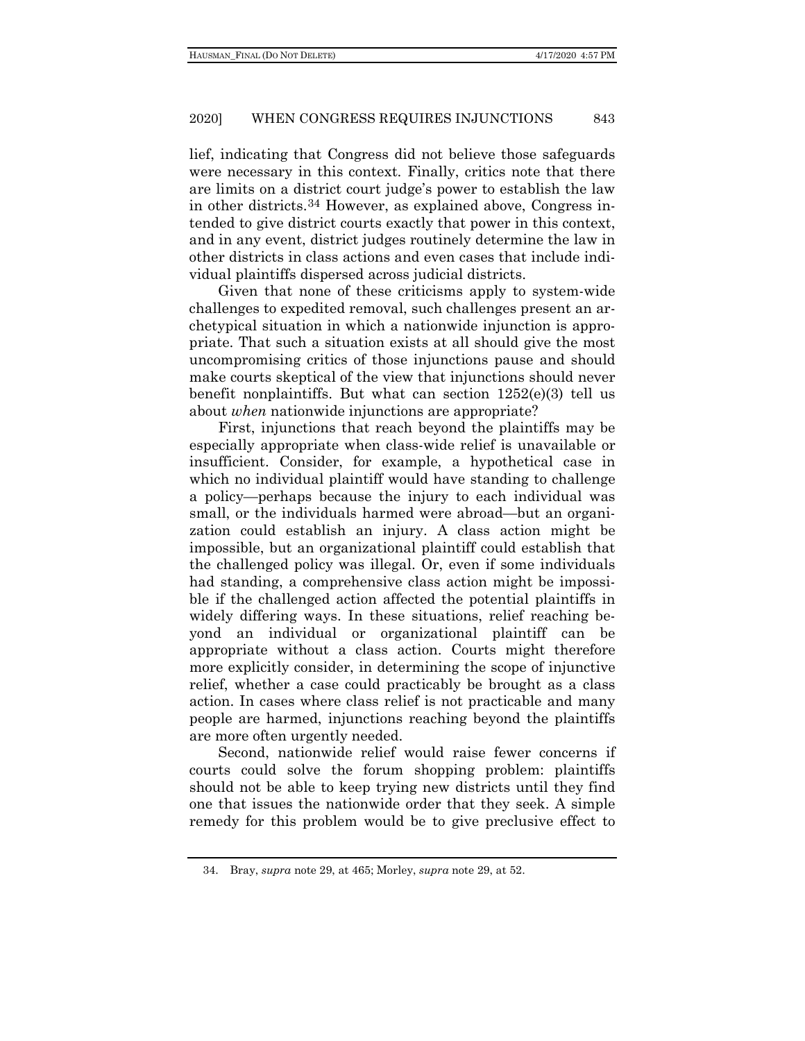lief, indicating that Congress did not believe those safeguards were necessary in this context. Finally, critics note that there are limits on a district court judge's power to establish the law in other districts.[34] However, as explained above, Congress intended to give district courts exactly that power in this context, and in any event, district judges routinely determine the law in other districts in class actions and even cases that include individual plaintiffs dispersed across judicial districts.

Given that none of these criticisms apply to system-wide challenges to expedited removal, such challenges present an archetypical situation in which a nationwide injunction is appropriate. That such a situation exists at all should give the most uncompromising critics of those injunctions pause and should make courts skeptical of the view that injunctions should never benefit nonplaintiffs. But what can section 1252(e)(3) tell us about *when* nationwide injunctions are appropriate?

First, injunctions that reach beyond the plaintiffs may be especially appropriate when class-wide relief is unavailable or insufficient. Consider, for example, a hypothetical case in which no individual plaintiff would have standing to challenge a policy—perhaps because the injury to each individual was small, or the individuals harmed were abroad—but an organization could establish an injury. A class action might be impossible, but an organizational plaintiff could establish that the challenged policy was illegal. Or, even if some individuals had standing, a comprehensive class action might be impossible if the challenged action affected the potential plaintiffs in widely differing ways. In these situations, relief reaching beyond an individual or organizational plaintiff can be appropriate without a class action. Courts might therefore more explicitly consider, in determining the scope of injunctive relief, whether a case could practicably be brought as a class action. In cases where class relief is not practicable and many people are harmed, injunctions reaching beyond the plaintiffs are more often urgently needed.

Second, nationwide relief would raise fewer concerns if courts could solve the forum shopping problem: plaintiffs should not be able to keep trying new districts until they find one that issues the nationwide order that they seek. A simple remedy for this problem would be to give preclusive effect to

---

34. Bray, *supra* note 29, at 465; Morley, *supra* note 29, at 52.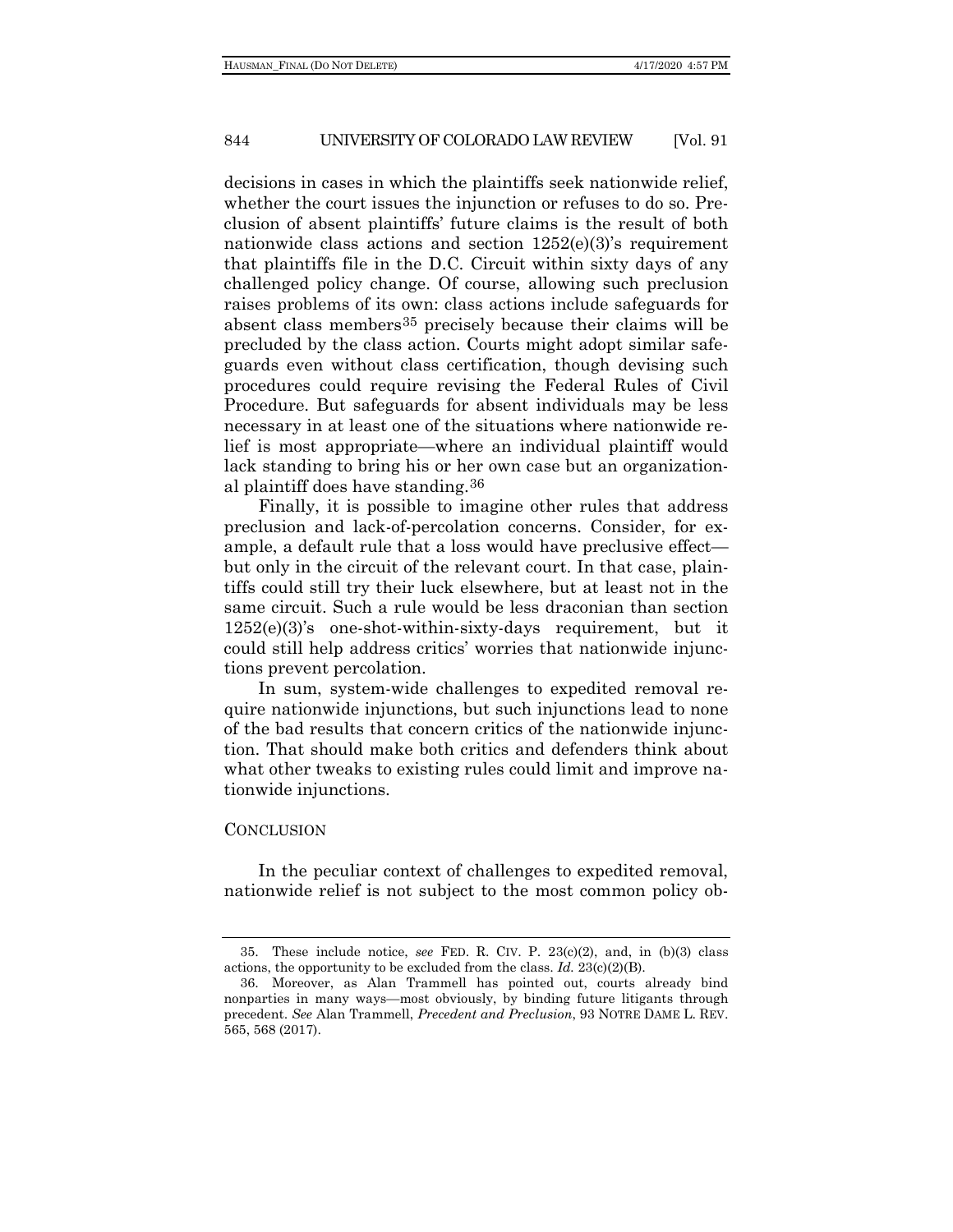decisions in cases in which the plaintiffs seek nationwide relief, whether the court issues the injunction or refuses to do so. Preclusion of absent plaintiffs' future claims is the result of both nationwide class actions and section 1252(e)(3)'s requirement that plaintiffs file in the D.C. Circuit within sixty days of any challenged policy change. Of course, allowing such preclusion raises problems of its own: class actions include safeguards for absent class members[35] precisely because their claims will be precluded by the class action. Courts might adopt similar safeguards even without class certification, though devising such procedures could require revising the Federal Rules of Civil Procedure. But safeguards for absent individuals may be less necessary in at least one of the situations where nationwide relief is most appropriate—where an individual plaintiff would lack standing to bring his or her own case but an organizational plaintiff does have standing.[36]

Finally, it is possible to imagine other rules that address preclusion and lack-of-percolation concerns. Consider, for example, a default rule that a loss would have preclusive effect—but only in the circuit of the relevant court. In that case, plaintiffs could still try their luck elsewhere, but at least not in the same circuit. Such a rule would be less draconian than section 1252(e)(3)'s one-shot-within-sixty-days requirement, but it could still help address critics' worries that nationwide injunctions prevent percolation.

In sum, system-wide challenges to expedited removal require nationwide injunctions, but such injunctions lead to none of the bad results that concern critics of the nationwide injunction. That should make both critics and defenders think about what other tweaks to existing rules could limit and improve nationwide injunctions.

## CONCLUSION

In the peculiar context of challenges to expedited removal, nationwide relief is not subject to the most common policy ob-

---

35. These include notice, *see* FED. R. CIV. P. 23(c)(2), and, in (b)(3) class actions, the opportunity to be excluded from the class. *Id.* 23(c)(2)(B).

36. Moreover, as Alan Trammell has pointed out, courts already bind nonparties in many ways—most obviously, by binding future litigants through precedent. *See* Alan Trammell, *Precedent and Preclusion*, 93 NOTRE DAME L. REV. 565, 568 (2017).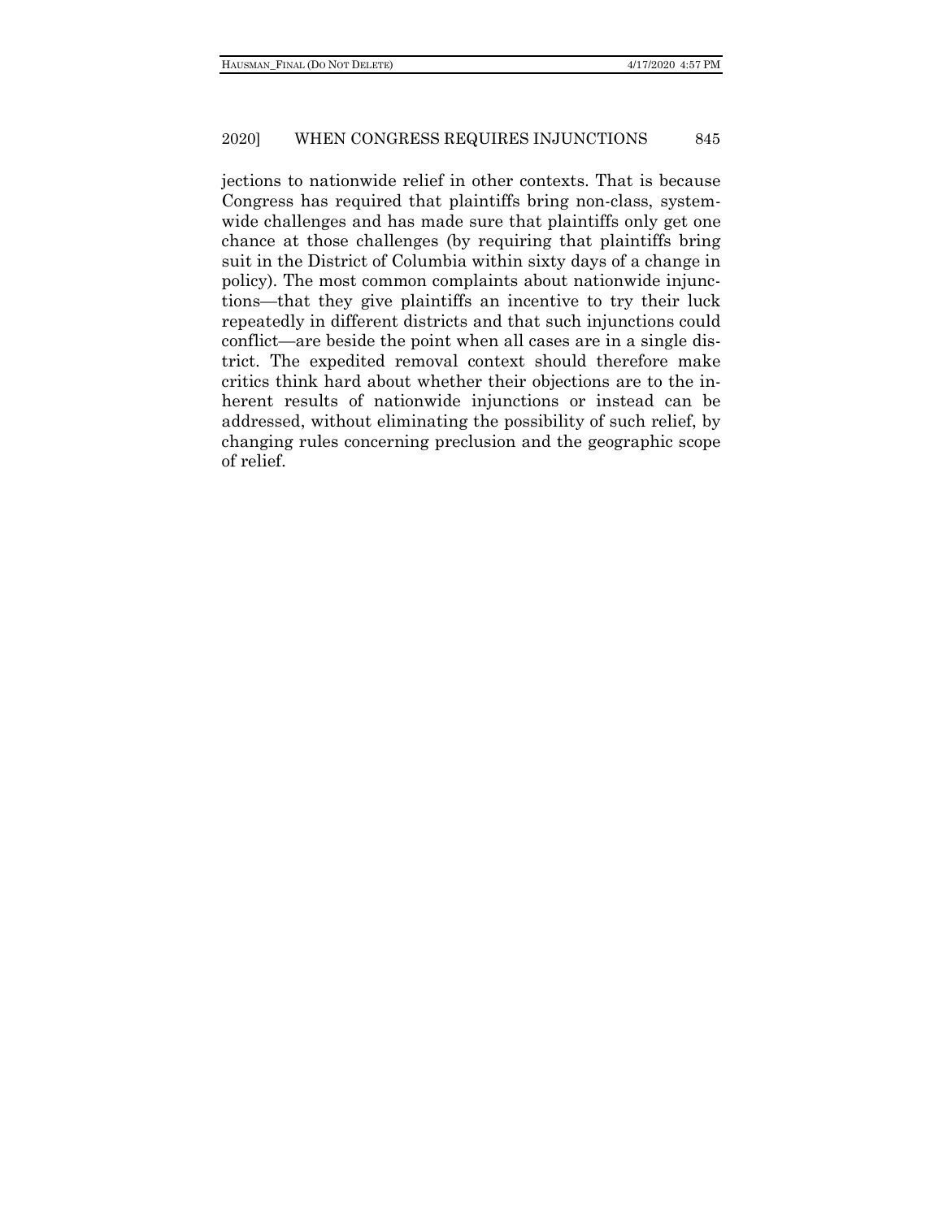jections to nationwide relief in other contexts. That is because Congress has required that plaintiffs bring non-class, system-wide challenges and has made sure that plaintiffs only get one chance at those challenges (by requiring that plaintiffs bring suit in the District of Columbia within sixty days of a change in policy). The most common complaints about nationwide injunctions—that they give plaintiffs an incentive to try their luck repeatedly in different districts and that such injunctions could conflict—are beside the point when all cases are in a single district. The expedited removal context should therefore make critics think hard about whether their objections are to the inherent results of nationwide injunctions or instead can be addressed, without eliminating the possibility of such relief, by changing rules concerning preclusion and the geographic scope of relief.